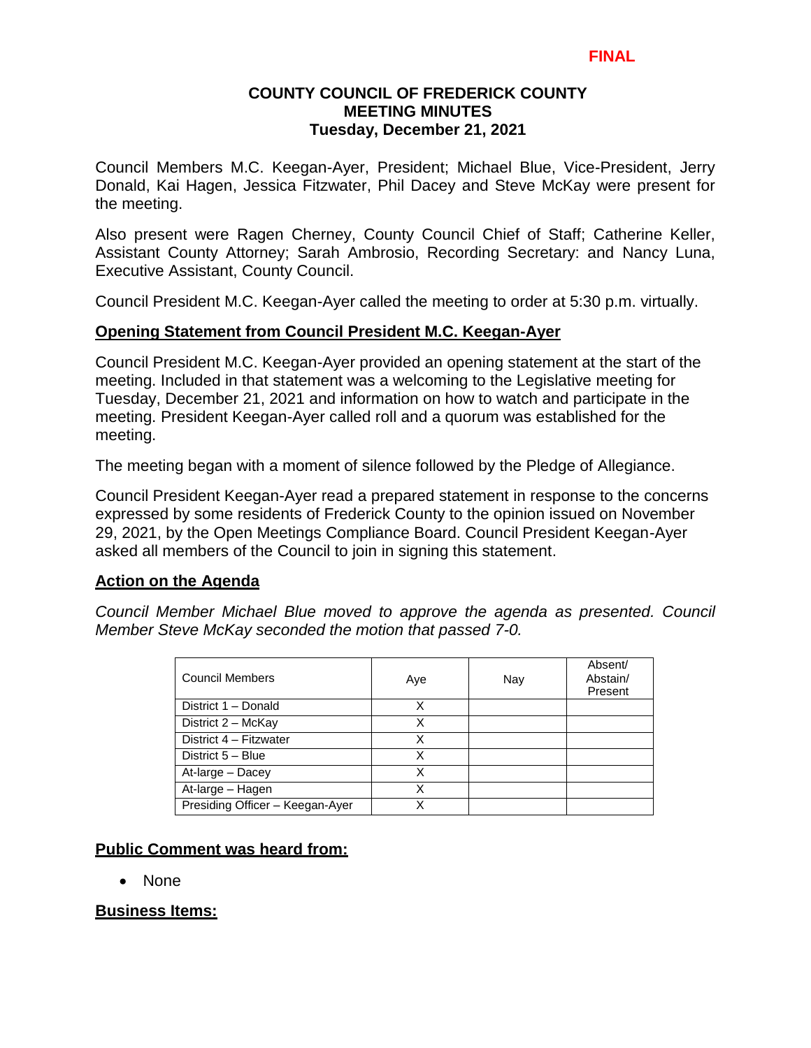**FINAL**

# COUNTY COUNCIL OF FREDERICK COUNTY
## MEETING MINUTES
### Tuesday, December 21, 2021

Council Members M.C. Keegan-Ayer, President; Michael Blue, Vice-President, Jerry Donald, Kai Hagen, Jessica Fitzwater, Phil Dacey and Steve McKay were present for the meeting.

Also present were Ragen Cherney, County Council Chief of Staff; Catherine Keller, Assistant County Attorney; Sarah Ambrosio, Recording Secretary: and Nancy Luna, Executive Assistant, County Council.

Council President M.C. Keegan-Ayer called the meeting to order at 5:30 p.m. virtually.

**Opening Statement from Council President M.C. Keegan-Ayer**

Council President M.C. Keegan-Ayer provided an opening statement at the start of the meeting. Included in that statement was a welcoming to the Legislative meeting for Tuesday, December 21, 2021 and information on how to watch and participate in the meeting. President Keegan-Ayer called roll and a quorum was established for the meeting.

The meeting began with a moment of silence followed by the Pledge of Allegiance.

Council President Keegan-Ayer read a prepared statement in response to the concerns expressed by some residents of Frederick County to the opinion issued on November 29, 2021, by the Open Meetings Compliance Board. Council President Keegan-Ayer asked all members of the Council to join in signing this statement.

**Action on the Agenda**

*Council Member Michael Blue moved to approve the agenda as presented. Council Member Steve McKay seconded the motion that passed 7-0.*

| Council Members | Aye | Nay | Absent/ Abstain/ Present |
|---|---|---|---|
| District 1 – Donald | X | | |
| District 2 – McKay | X | | |
| District 4 – Fitzwater | X | | |
| District 5 – Blue | X | | |
| At-large – Dacey | X | | |
| At-large – Hagen | X | | |
| Presiding Officer – Keegan-Ayer | X | | |

**Public Comment was heard from:**

- None

**Business Items:**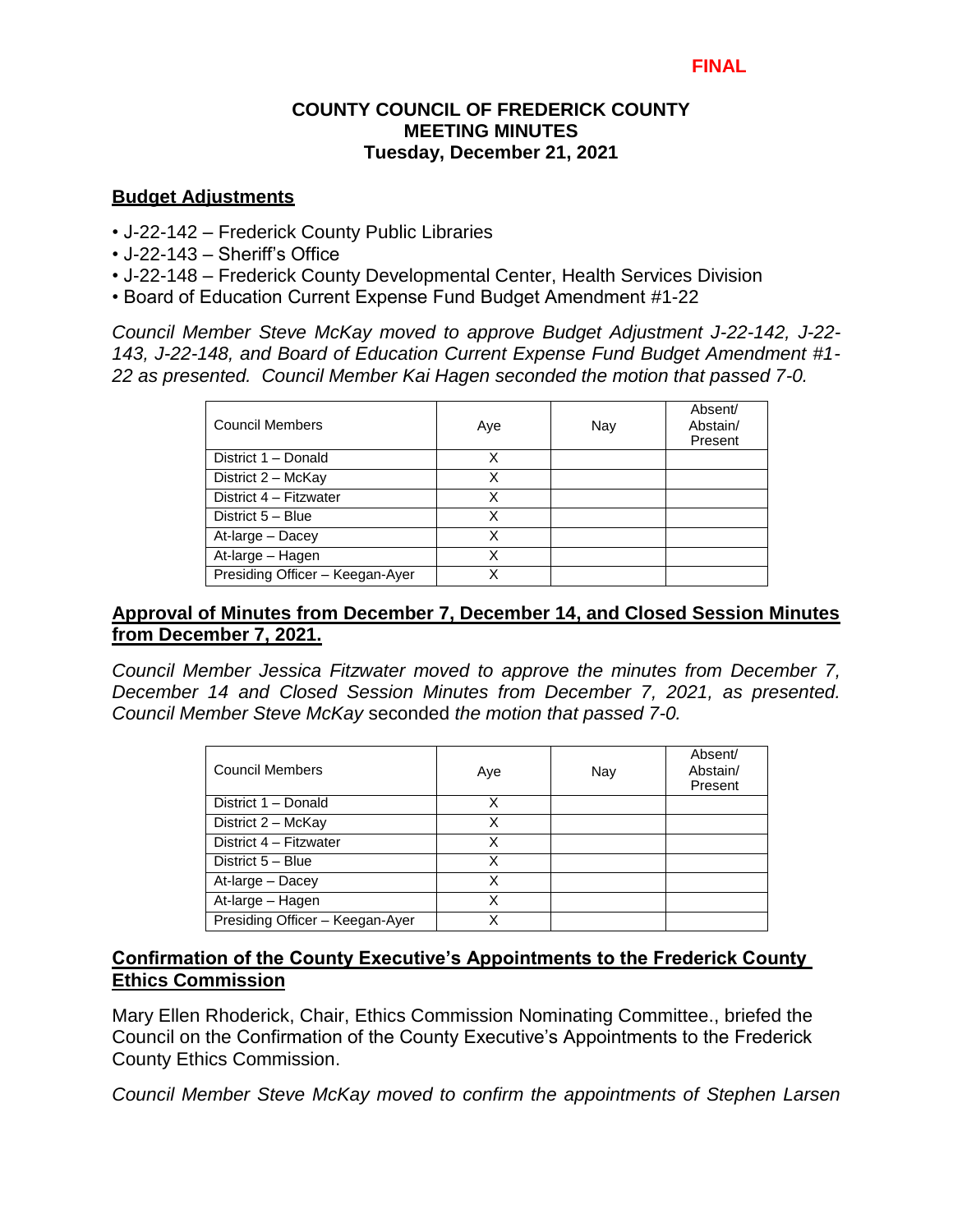**FINAL**

**COUNTY COUNCIL OF FREDERICK COUNTY**
**MEETING MINUTES**
**Tuesday, December 21, 2021**

## Budget Adjustments

- J-22-142 – Frederick County Public Libraries
- J-22-143 – Sheriff's Office
- J-22-148 – Frederick County Developmental Center, Health Services Division
- Board of Education Current Expense Fund Budget Amendment #1-22

*Council Member Steve McKay moved to approve Budget Adjustment J-22-142, J-22-143, J-22-148, and Board of Education Current Expense Fund Budget Amendment #1-22 as presented. Council Member Kai Hagen seconded the motion that passed 7-0.*

| Council Members | Aye | Nay | Absent/ Abstain/ Present |
|---|---|---|---|
| District 1 – Donald | X | | |
| District 2 – McKay | X | | |
| District 4 – Fitzwater | X | | |
| District 5 – Blue | X | | |
| At-large – Dacey | X | | |
| At-large – Hagen | X | | |
| Presiding Officer – Keegan-Ayer | X | | |

## Approval of Minutes from December 7, December 14, and Closed Session Minutes from December 7, 2021.

*Council Member Jessica Fitzwater moved to approve the minutes from December 7, December 14 and Closed Session Minutes from December 7, 2021, as presented. Council Member Steve McKay* seconded *the motion that passed 7-0.*

| Council Members | Aye | Nay | Absent/ Abstain/ Present |
|---|---|---|---|
| District 1 – Donald | X | | |
| District 2 – McKay | X | | |
| District 4 – Fitzwater | X | | |
| District 5 – Blue | X | | |
| At-large – Dacey | X | | |
| At-large – Hagen | X | | |
| Presiding Officer – Keegan-Ayer | X | | |

## Confirmation of the County Executive's Appointments to the Frederick County Ethics Commission

Mary Ellen Rhoderick, Chair, Ethics Commission Nominating Committee., briefed the Council on the Confirmation of the County Executive's Appointments to the Frederick County Ethics Commission.

*Council Member Steve McKay moved to confirm the appointments of Stephen Larsen*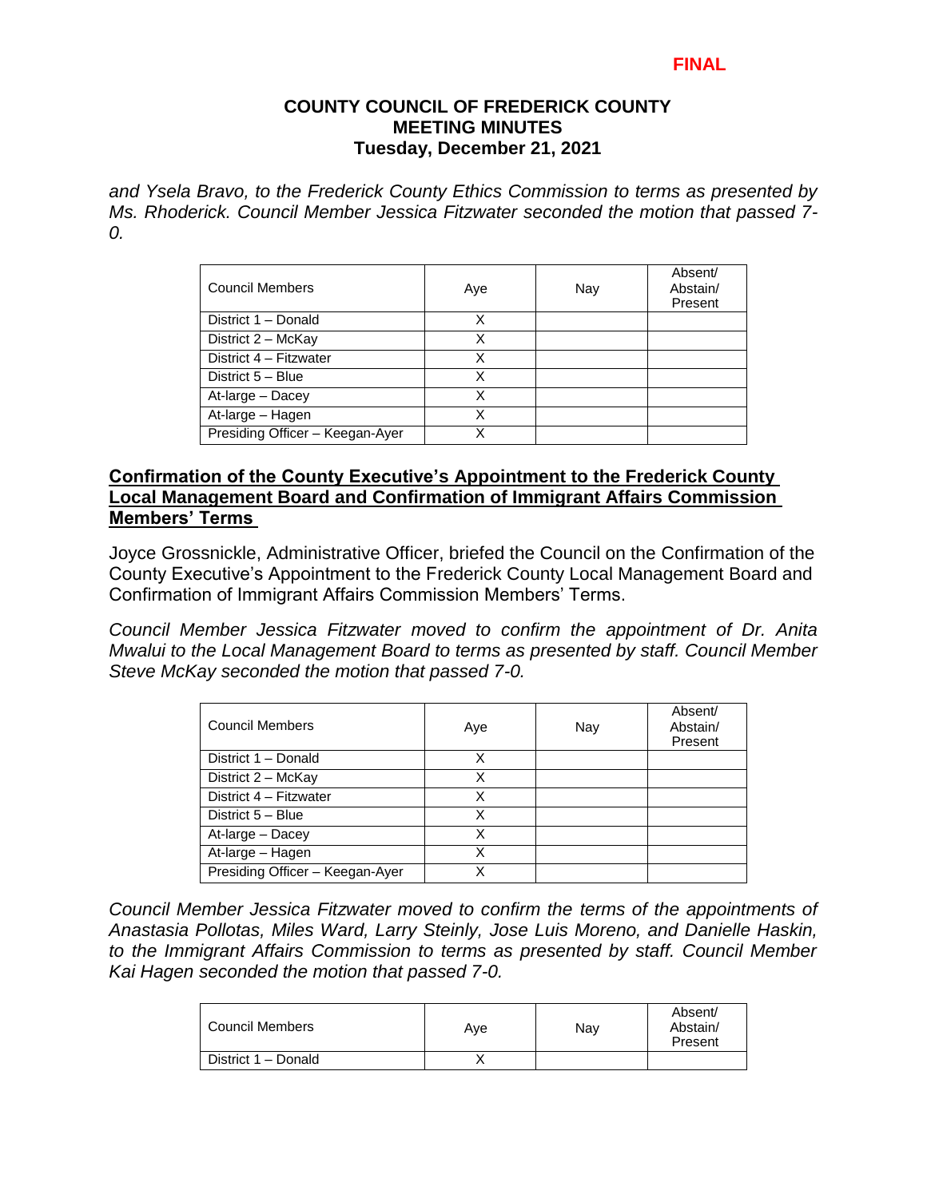**FINAL**

**COUNTY COUNCIL OF FREDERICK COUNTY**
**MEETING MINUTES**
**Tuesday, December 21, 2021**

*and Ysela Bravo, to the Frederick County Ethics Commission to terms as presented by Ms. Rhoderick. Council Member Jessica Fitzwater seconded the motion that passed 7-0.*

| Council Members | Aye | Nay | Absent/ Abstain/ Present |
|---|---|---|---|
| District 1 – Donald | X | | |
| District 2 – McKay | X | | |
| District 4 – Fitzwater | X | | |
| District 5 – Blue | X | | |
| At-large – Dacey | X | | |
| At-large – Hagen | X | | |
| Presiding Officer – Keegan-Ayer | X | | |

## Confirmation of the County Executive's Appointment to the Frederick County Local Management Board and Confirmation of Immigrant Affairs Commission Members' Terms

Joyce Grossnickle, Administrative Officer, briefed the Council on the Confirmation of the County Executive's Appointment to the Frederick County Local Management Board and Confirmation of Immigrant Affairs Commission Members' Terms.

*Council Member Jessica Fitzwater moved to confirm the appointment of Dr. Anita Mwalui to the Local Management Board to terms as presented by staff. Council Member Steve McKay seconded the motion that passed 7-0.*

| Council Members | Aye | Nay | Absent/ Abstain/ Present |
|---|---|---|---|
| District 1 – Donald | X | | |
| District 2 – McKay | X | | |
| District 4 – Fitzwater | X | | |
| District 5 – Blue | X | | |
| At-large – Dacey | X | | |
| At-large – Hagen | X | | |
| Presiding Officer – Keegan-Ayer | X | | |

*Council Member Jessica Fitzwater moved to confirm the terms of the appointments of Anastasia Pollotas, Miles Ward, Larry Steinly, Jose Luis Moreno, and Danielle Haskin, to the Immigrant Affairs Commission to terms as presented by staff. Council Member Kai Hagen seconded the motion that passed 7-0.*

| Council Members | Aye | Nay | Absent/ Abstain/ Present |
|---|---|---|---|
| District 1 – Donald | X | | |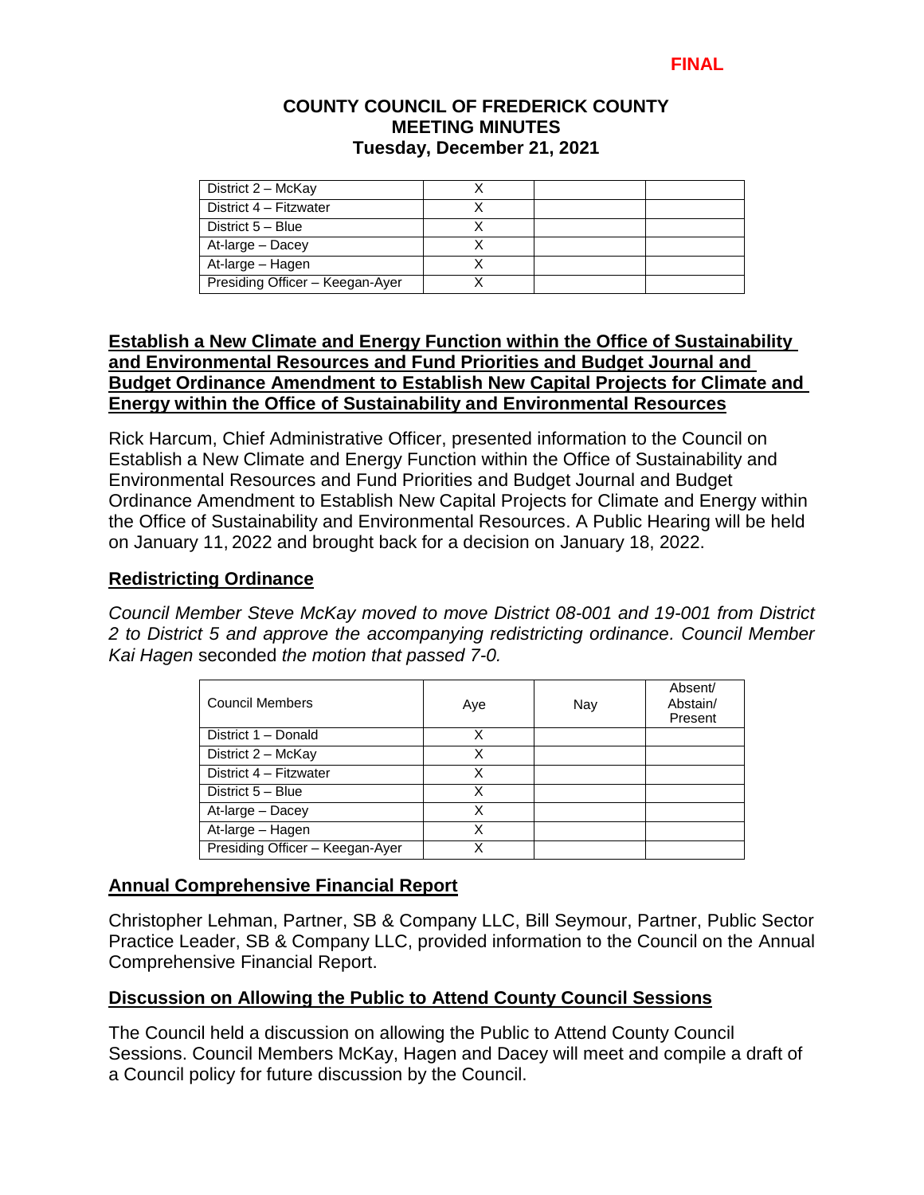**FINAL**

**COUNTY COUNCIL OF FREDERICK COUNTY**
**MEETING MINUTES**
**Tuesday, December 21, 2021**

| | | | |
|---|---|---|---|
| District 2 – McKay | X | | |
| District 4 – Fitzwater | X | | |
| District 5 – Blue | X | | |
| At-large – Dacey | X | | |
| At-large – Hagen | X | | |
| Presiding Officer – Keegan-Ayer | X | | |

## Establish a New Climate and Energy Function within the Office of Sustainability and Environmental Resources and Fund Priorities and Budget Journal and Budget Ordinance Amendment to Establish New Capital Projects for Climate and Energy within the Office of Sustainability and Environmental Resources

Rick Harcum, Chief Administrative Officer, presented information to the Council on Establish a New Climate and Energy Function within the Office of Sustainability and Environmental Resources and Fund Priorities and Budget Journal and Budget Ordinance Amendment to Establish New Capital Projects for Climate and Energy within the Office of Sustainability and Environmental Resources. A Public Hearing will be held on January 11, 2022 and brought back for a decision on January 18, 2022.

## Redistricting Ordinance

*Council Member Steve McKay moved to move District 08-001 and 19-001 from District 2 to District 5 and approve the accompanying redistricting ordinance. Council Member Kai Hagen* seconded *the motion that passed 7-0.*

| Council Members | Aye | Nay | Absent/ Abstain/ Present |
|---|---|---|---|
| District 1 – Donald | X | | |
| District 2 – McKay | X | | |
| District 4 – Fitzwater | X | | |
| District 5 – Blue | X | | |
| At-large – Dacey | X | | |
| At-large – Hagen | X | | |
| Presiding Officer – Keegan-Ayer | X | | |

## Annual Comprehensive Financial Report

Christopher Lehman, Partner, SB & Company LLC, Bill Seymour, Partner, Public Sector Practice Leader, SB & Company LLC, provided information to the Council on the Annual Comprehensive Financial Report.

## Discussion on Allowing the Public to Attend County Council Sessions

The Council held a discussion on allowing the Public to Attend County Council Sessions. Council Members McKay, Hagen and Dacey will meet and compile a draft of a Council policy for future discussion by the Council.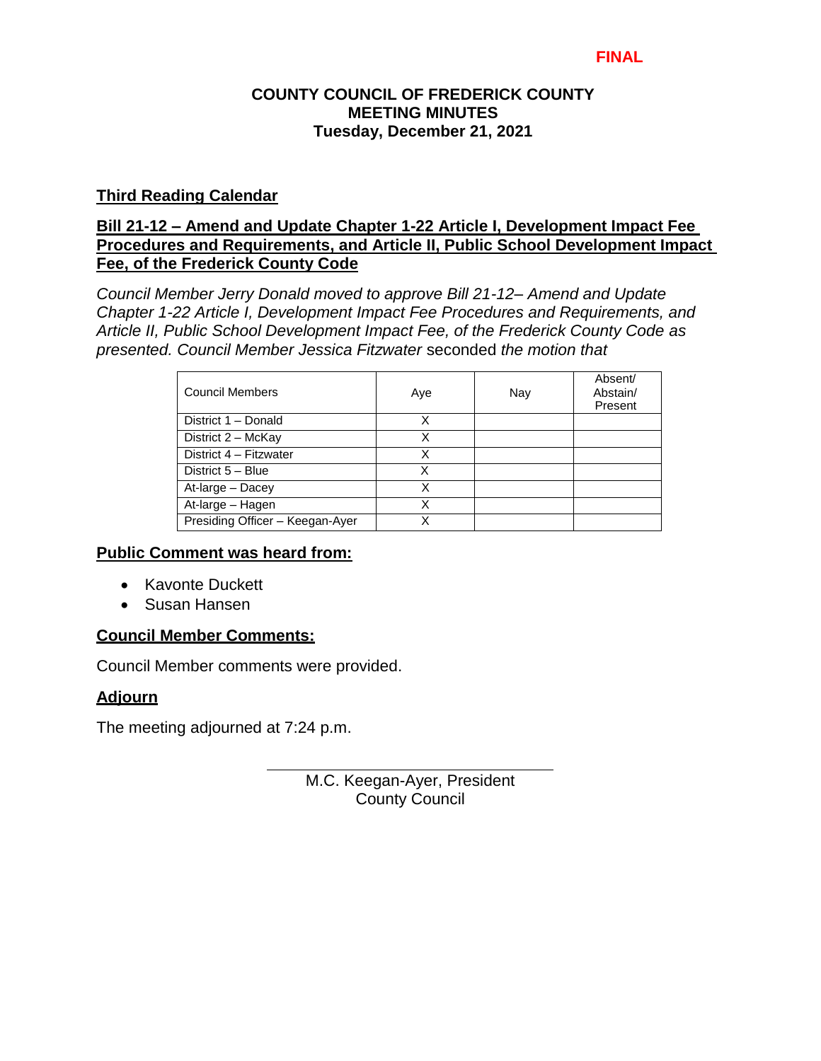**FINAL**

**COUNTY COUNCIL OF FREDERICK COUNTY**
**MEETING MINUTES**
**Tuesday, December 21, 2021**

## Third Reading Calendar

## Bill 21-12 – Amend and Update Chapter 1-22 Article I, Development Impact Fee Procedures and Requirements, and Article II, Public School Development Impact Fee, of the Frederick County Code

*Council Member Jerry Donald moved to approve Bill 21-12– Amend and Update Chapter 1-22 Article I, Development Impact Fee Procedures and Requirements, and Article II, Public School Development Impact Fee, of the Frederick County Code as presented. Council Member Jessica Fitzwater* seconded *the motion that*

| Council Members | Aye | Nay | Absent/ Abstain/ Present |
|---|---|---|---|
| District 1 – Donald | X | | |
| District 2 – McKay | X | | |
| District 4 – Fitzwater | X | | |
| District 5 – Blue | X | | |
| At-large – Dacey | X | | |
| At-large – Hagen | X | | |
| Presiding Officer – Keegan-Ayer | X | | |

## Public Comment was heard from:

- Kavonte Duckett
- Susan Hansen

## Council Member Comments:

Council Member comments were provided.

## Adjourn

The meeting adjourned at 7:24 p.m.

M.C. Keegan-Ayer, President
County Council